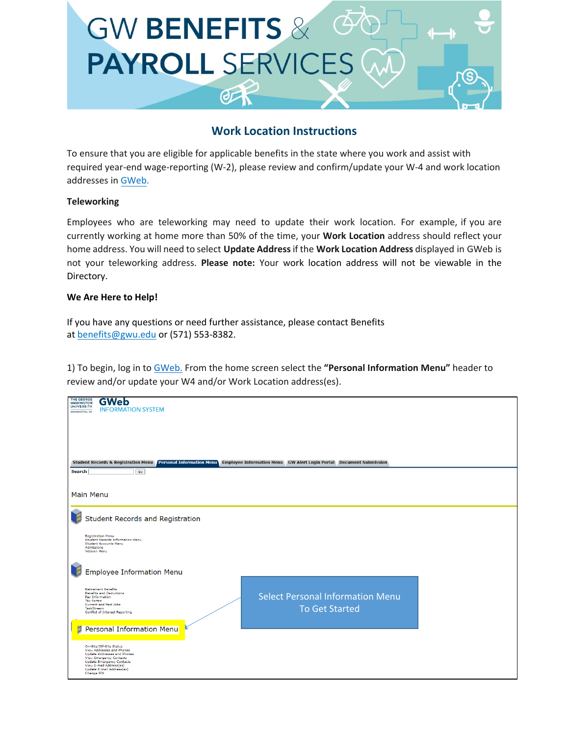# GW BENEFITS & PAYROLL SERVICES

## Work Location Instructions

To ensure that you are eligible for applicable benefits in the state where you work and assist with required year-end wage-reporting (W-2), please review and confirm/update your W-4 and work location addresses in GWeb.

**Teleworking**

Employees who are teleworking may need to update their work location. For example, if you are currently working at home more than 50% of the time, your **Work Location** address should reflect your home address. You will need to select **Update Address** if the **Work Location Address** displayed in GWeb is not your teleworking address. **Please note:** Your work location address will not be viewable in the Directory.

**We Are Here to Help!**

If you have any questions or need further assistance, please contact Benefits at benefits@gwu.edu or (571) 553-8382.

1) To begin, log in to GWeb. From the home screen select the **"Personal Information Menu"** header to review and/or update your W4 and/or Work Location address(es).

THE GEORGE WASHINGTON UNIVERSITY WASHINGTON, DC GWeb INFORMATION SYSTEM

Student Records & Registration Menu | Personal Information Menu | Employee Information Menu | GW Alert Login Portal | Document Submission

Search [ ] Go

Main Menu

Student Records and Registration

- Registration Menu
- Student Records Information Menu
- Student Accounts Menu
- Admissions
- Veteran Menu

Employee Information Menu

- Retirement Benefits
- Benefits and Deductions
- Pay Information
- Tax Forms
- Current and Past Jobs
- TaskStream
- Conflict of Interest Reporting

Personal Information Menu

- On-Site/Off-Site Status
- View Addresses and Phones
- Update Addresses and Phones
- View Emergency Contacts
- Update Emergency Contacts
- View E-mail Address(es)
- Update E-mail Address(es)
- Change PIN

Select Personal Information Menu To Get Started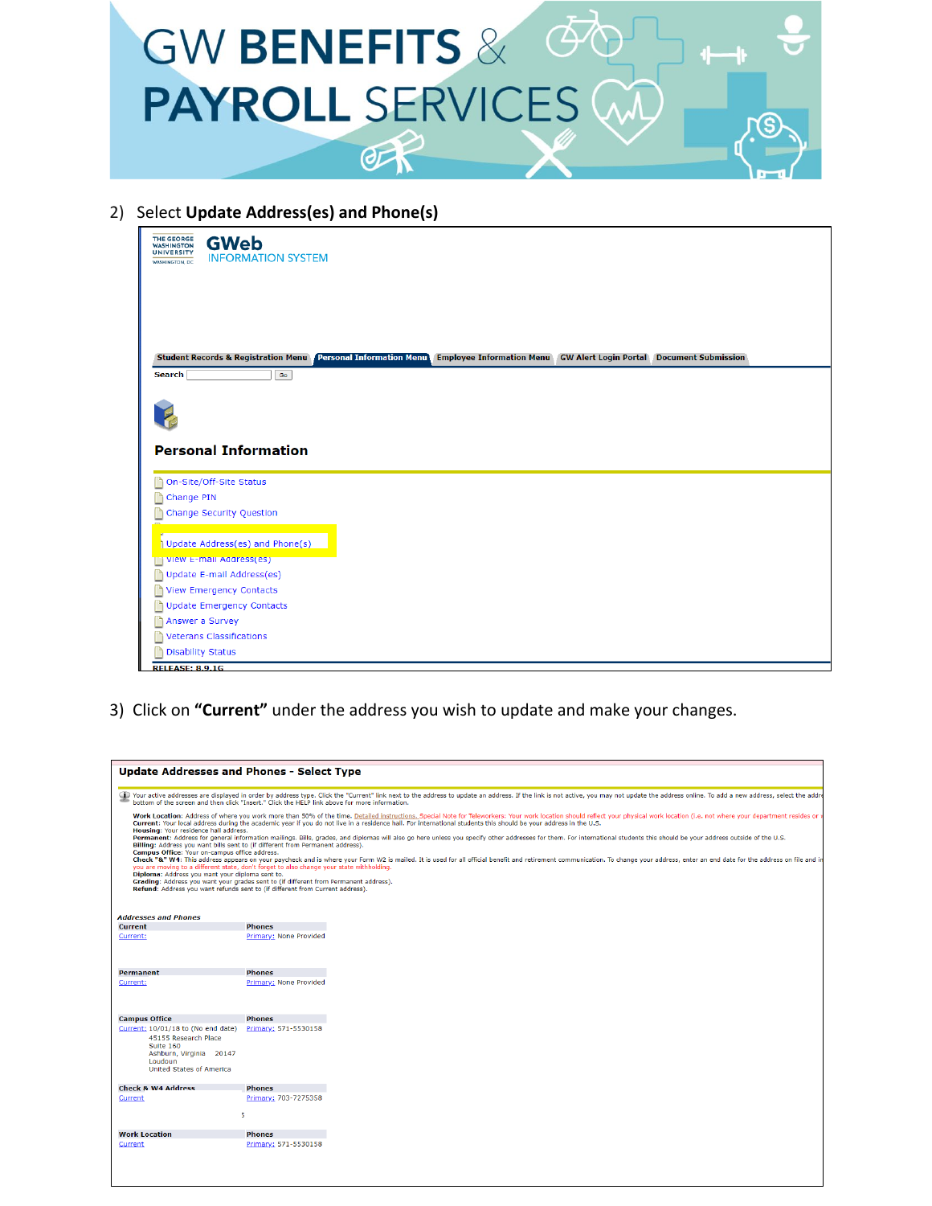# GW BENEFITS & PAYROLL SERVICES

2) Select **Update Address(es) and Phone(s)**

THE GEORGE WASHINGTON UNIVERSITY WASHINGTON, DC **GWeb** INFORMATION SYSTEM

Student Records & Registration Menu | Personal Information Menu | Employee Information Menu | GW Alert Login Portal | Document Submission

Search [ ] Go

**Personal Information**

- On-Site/Off-Site Status
- Change PIN
- Change Security Question
- Update Address(es) and Phone(s)
- View E-mail Address(es)
- Update E-mail Address(es)
- View Emergency Contacts
- Update Emergency Contacts
- Answer a Survey
- Veterans Classifications
- Disability Status

RELEASE: 8.9.1G

3) Click on **"Current"** under the address you wish to update and make your changes.

**Update Addresses and Phones - Select Type**

Your active addresses are displayed in order by address type. Click the "Current" link next to the address to update an address. If the link is not active, you may not update the address online. To add a new address, select the addre bottom of the screen and then click "Insert." Click the HELP link above for more information.

**Work Location**: Address of where you work more than 50% of the time. Detailed instructions. Special Note for Teleworkers: Your work location should reflect your physical work location (i.e. not where your department resides or
**Current**: Your local address during the academic year if you do not live in a residence hall. For international students this should be your address in the U.S.
**Housing**: Your residence hall address.
**Permanent**: Address for general information mailings. Bills, grades, and diplomas will also go here unless you specify other addresses for them. For international students this should be your address outside of the U.S.
**Billing**: Address you want bills sent to (if different from Permanent address).
**Campus Office**: Your on-campus office address.
**Check "&" W4**: This address appears on your paycheck and is where your Form W2 is mailed. It is used for all official benefit and retirement communication. To change your address, enter an end date for the address on file and i you are moving to a different state, don't forget to also change your state withholding.
**Diploma**: Address you want your diploma sent to.
**Grading**: Address you want your grades sent to (if different from Permanent address).
**Refund**: Address you want refunds sent to (if different from Current address).

*Addresses and Phones*

| Current | Phones |
|---|---|
| Current: | Primary: None Provided |

| Permanent | Phones |
|---|---|
| Current: | Primary: None Provided |

| Campus Office | Phones |
|---|---|
| Current: 10/01/18 to (No end date) 45155 Research Place Suite 160 Ashburn, Virginia 20147 Loudoun United States of America | Primary: 571-5530158 |

| Check & W4 Address | Phones |
|---|---|
| Current | Primary: 703-7275358 |

| Work Location | Phones |
|---|---|
| Current | Primary: 571-5530158 |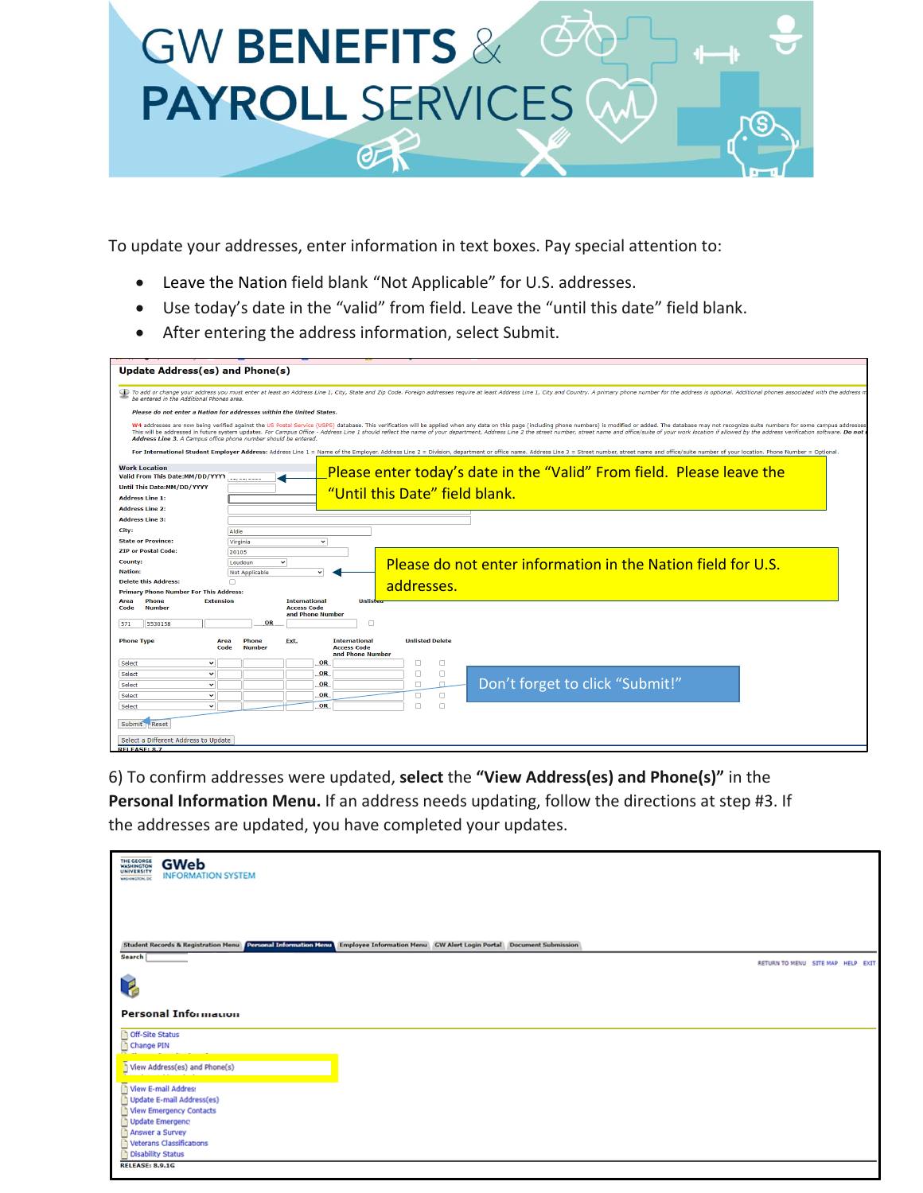To update your addresses, enter information in text boxes. Pay special attention to:

- Leave the Nation field blank "Not Applicable" for U.S. addresses.
- Use today's date in the "valid" from field. Leave the "until this date" field blank.
- After entering the address information, select Submit.

Please enter today's date in the "Valid" From field. Please leave the "Until this Date" field blank.

Please do not enter information in the Nation field for U.S. addresses.

Don't forget to click "Submit!"

6) To confirm addresses were updated, **select** the **"View Address(es) and Phone(s)"** in the **Personal Information Menu.** If an address needs updating, follow the directions at step #3. If the addresses are updated, you have completed your updates.